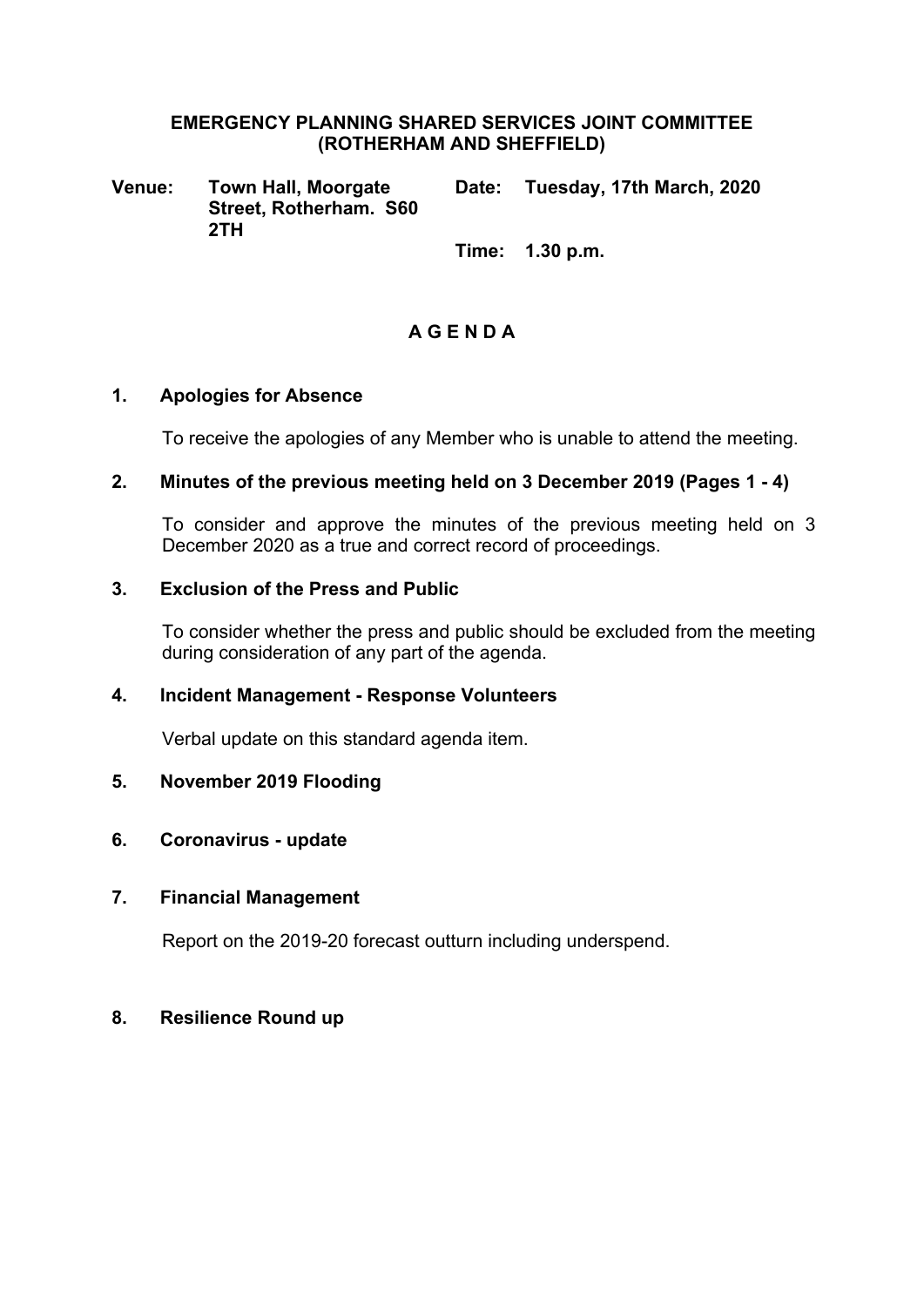# EMERGENCY PLANNING SHARED SERVICES JOINT COMMITTEE (ROTHERHAM AND SHEFFIELD)

**Venue:** Town Hall, Moorgate Street, Rotherham. S60 2TH

**Date:** Tuesday, 17th March, 2020

**Time:** 1.30 p.m.

## A G E N D A

**1. Apologies for Absence**

To receive the apologies of any Member who is unable to attend the meeting.

**2. Minutes of the previous meeting held on 3 December 2019 (Pages 1 - 4)**

To consider and approve the minutes of the previous meeting held on 3 December 2020 as a true and correct record of proceedings.

**3. Exclusion of the Press and Public**

To consider whether the press and public should be excluded from the meeting during consideration of any part of the agenda.

**4. Incident Management - Response Volunteers**

Verbal update on this standard agenda item.

**5. November 2019 Flooding**

**6. Coronavirus - update**

**7. Financial Management**

Report on the 2019-20 forecast outturn including underspend.

**8. Resilience Round up**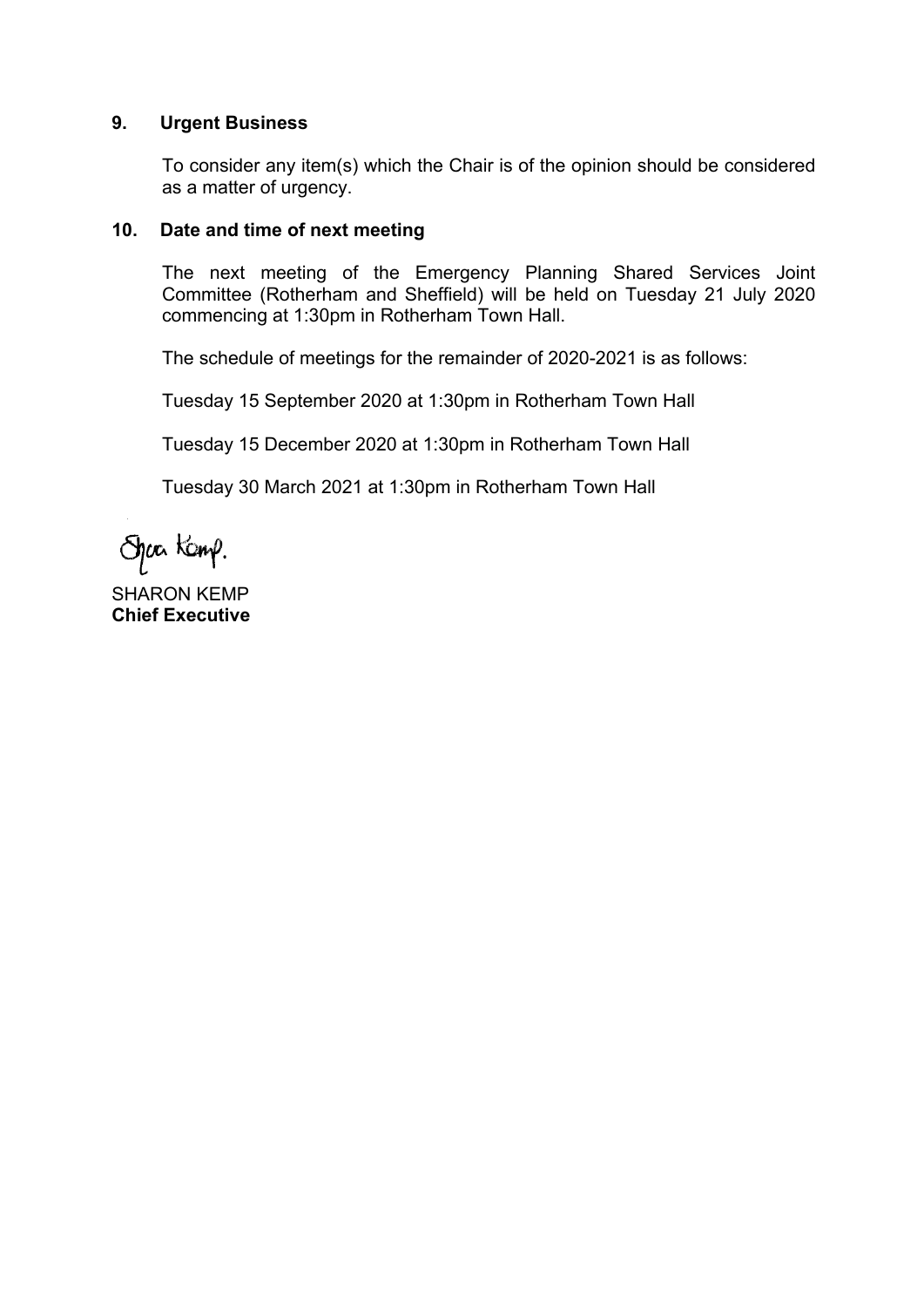### 9. Urgent Business

To consider any item(s) which the Chair is of the opinion should be considered as a matter of urgency.

### 10. Date and time of next meeting

The next meeting of the Emergency Planning Shared Services Joint Committee (Rotherham and Sheffield) will be held on Tuesday 21 July 2020 commencing at 1:30pm in Rotherham Town Hall.

The schedule of meetings for the remainder of 2020-2021 is as follows:

Tuesday 15 September 2020 at 1:30pm in Rotherham Town Hall

Tuesday 15 December 2020 at 1:30pm in Rotherham Town Hall

Tuesday 30 March 2021 at 1:30pm in Rotherham Town Hall

SHARON KEMP
**Chief Executive**